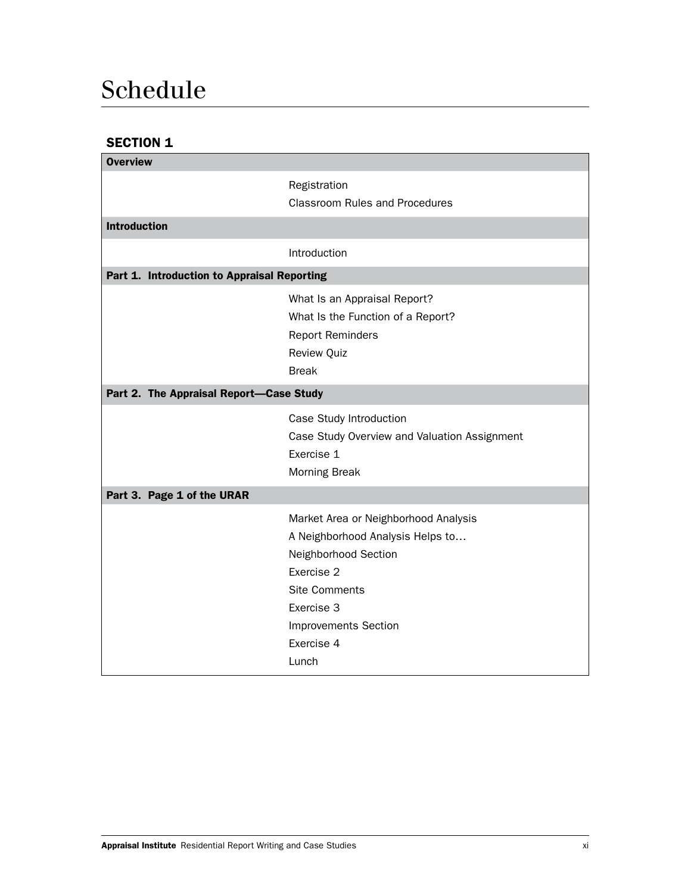# Schedule

## SECTION 1

| | |
|---|---|
| **Overview** | |
| | Registration |
| | Classroom Rules and Procedures |
| **Introduction** | |
| | Introduction |
| **Part 1. Introduction to Appraisal Reporting** | |
| | What Is an Appraisal Report? |
| | What Is the Function of a Report? |
| | Report Reminders |
| | Review Quiz |
| | Break |
| **Part 2. The Appraisal Report—Case Study** | |
| | Case Study Introduction |
| | Case Study Overview and Valuation Assignment |
| | Exercise 1 |
| | Morning Break |
| **Part 3. Page 1 of the URAR** | |
| | Market Area or Neighborhood Analysis |
| | A Neighborhood Analysis Helps to… |
| | Neighborhood Section |
| | Exercise 2 |
| | Site Comments |
| | Exercise 3 |
| | Improvements Section |
| | Exercise 4 |
| | Lunch |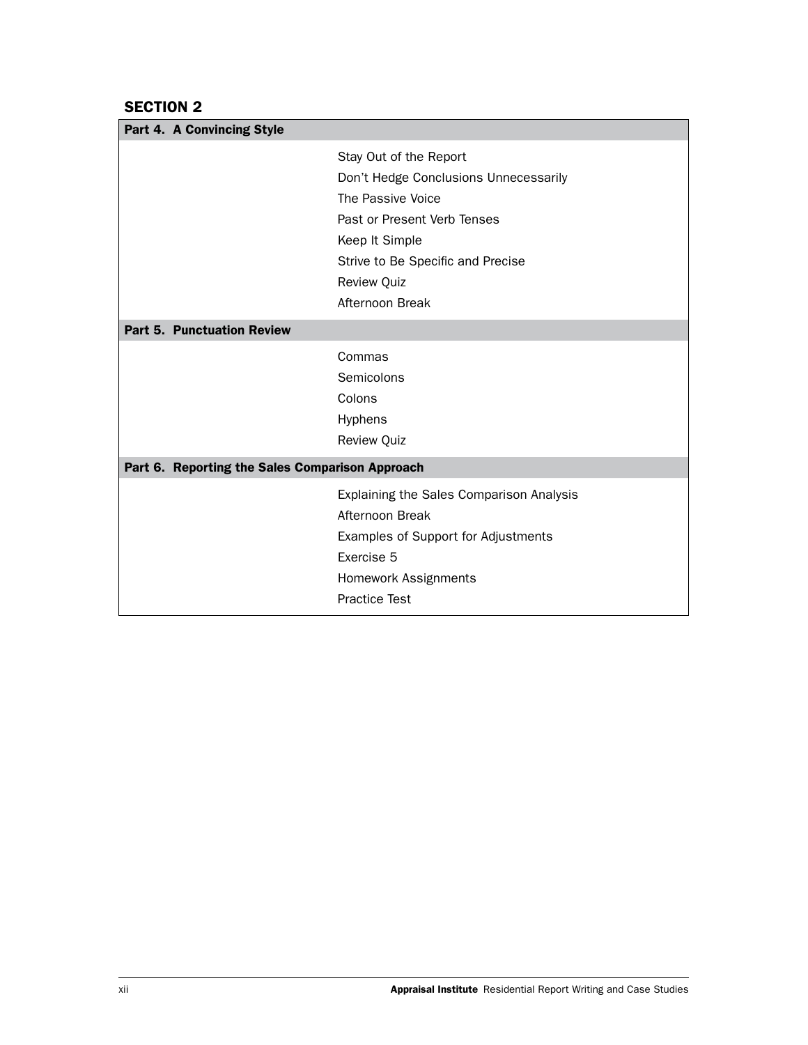## SECTION 2

| Part 4. A Convincing Style | |
|---|---|
| | Stay Out of the Report |
| | Don’t Hedge Conclusions Unnecessarily |
| | The Passive Voice |
| | Past or Present Verb Tenses |
| | Keep It Simple |
| | Strive to Be Specific and Precise |
| | Review Quiz |
| | Afternoon Break |
| **Part 5. Punctuation Review** | |
| | Commas |
| | Semicolons |
| | Colons |
| | Hyphens |
| | Review Quiz |
| **Part 6. Reporting the Sales Comparison Approach** | |
| | Explaining the Sales Comparison Analysis |
| | Afternoon Break |
| | Examples of Support for Adjustments |
| | Exercise 5 |
| | Homework Assignments |
| | Practice Test |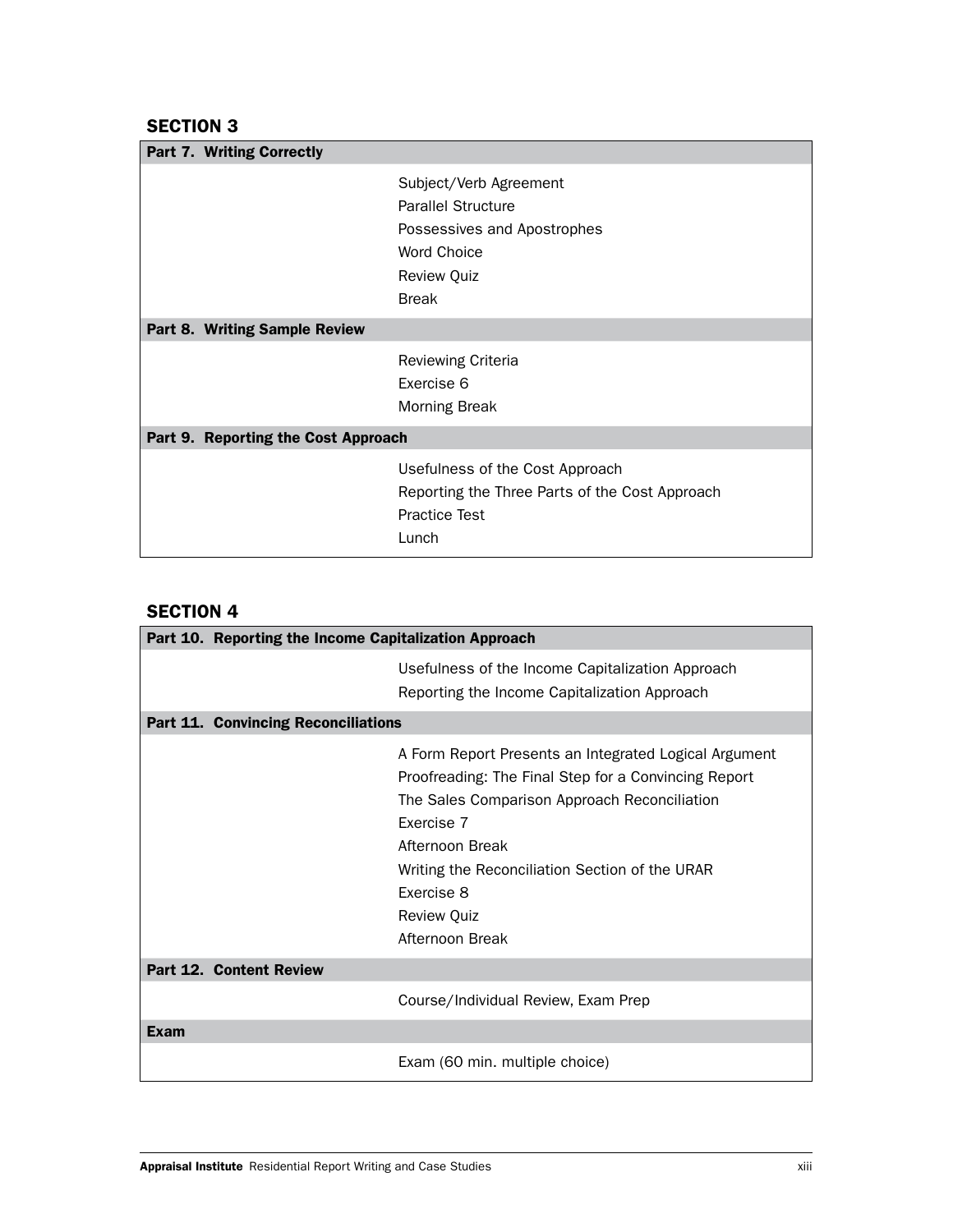## SECTION 3

| Part 7. Writing Correctly | |
|---|---|
| | Subject/Verb Agreement<br>Parallel Structure<br>Possessives and Apostrophes<br>Word Choice<br>Review Quiz<br>Break |
| **Part 8. Writing Sample Review** | |
| | Reviewing Criteria<br>Exercise 6<br>Morning Break |
| **Part 9. Reporting the Cost Approach** | |
| | Usefulness of the Cost Approach<br>Reporting the Three Parts of the Cost Approach<br>Practice Test<br>Lunch |

## SECTION 4

| Part 10. Reporting the Income Capitalization Approach | |
|---|---|
| | Usefulness of the Income Capitalization Approach<br>Reporting the Income Capitalization Approach |
| **Part 11. Convincing Reconciliations** | |
| | A Form Report Presents an Integrated Logical Argument<br>Proofreading: The Final Step for a Convincing Report<br>The Sales Comparison Approach Reconciliation<br>Exercise 7<br>Afternoon Break<br>Writing the Reconciliation Section of the URAR<br>Exercise 8<br>Review Quiz<br>Afternoon Break |
| **Part 12. Content Review** | |
| | Course/Individual Review, Exam Prep |
| **Exam** | |
| | Exam (60 min. multiple choice) |